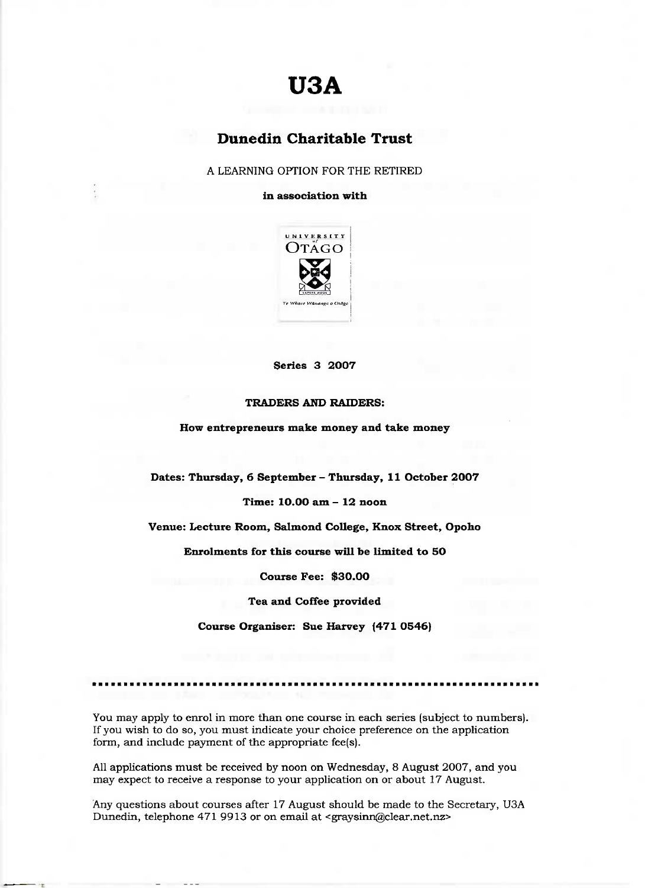# U3A

## Dunedin Charitable Trust

A LEARNING OPTION FOR THE RETIRED

**in association with**

**Series 3 2007**

**TRADERS AND RAIDERS:**

**How entrepreneurs make money and take money**

**Dates: Thursday, 6 September – Thursday, 11 October 2007**

**Time: 10.00 am – 12 noon**

**Venue: Lecture Room, Salmond College, Knox Street, Opoho**

**Enrolments for this course will be limited to 50**

**Course Fee: $30.00**

**Tea and Coffee provided**

**Course Organiser: Sue Harvey (471 0546)**

---

You may apply to enrol in more than one course in each series (subject to numbers). If you wish to do so, you must indicate your choice preference on the application form, and include payment of the appropriate fee(s).

All applications must be received by noon on Wednesday, 8 August 2007, and you may expect to receive a response to your application on or about 17 August.

Any questions about courses after 17 August should be made to the Secretary, U3A Dunedin, telephone 471 9913 or on email at <graysinn@clear.net.nz>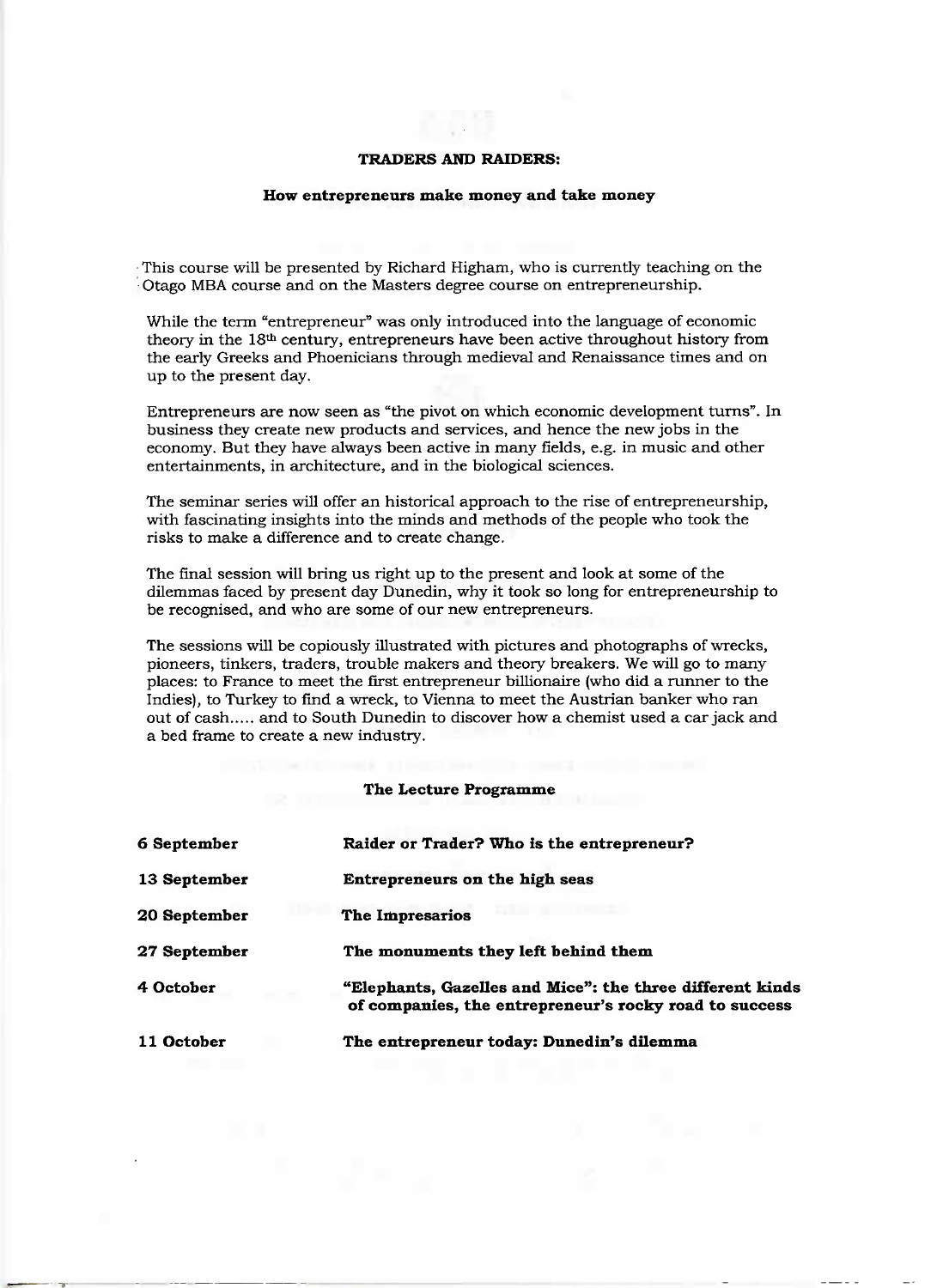# TRADERS AND RAIDERS:

## How entrepreneurs make money and take money

This course will be presented by Richard Higham, who is currently teaching on the Otago MBA course and on the Masters degree course on entrepreneurship.

While the term "entrepreneur" was only introduced into the language of economic theory in the 18th century, entrepreneurs have been active throughout history from the early Greeks and Phoenicians through medieval and Renaissance times and on up to the present day.

Entrepreneurs are now seen as "the pivot on which economic development turns". In business they create new products and services, and hence the new jobs in the economy. But they have always been active in many fields, e.g. in music and other entertainments, in architecture, and in the biological sciences.

The seminar series will offer an historical approach to the rise of entrepreneurship, with fascinating insights into the minds and methods of the people who took the risks to make a difference and to create change.

The final session will bring us right up to the present and look at some of the dilemmas faced by present day Dunedin, why it took so long for entrepreneurship to be recognised, and who are some of our new entrepreneurs.

The sessions will be copiously illustrated with pictures and photographs of wrecks, pioneers, tinkers, traders, trouble makers and theory breakers. We will go to many places: to France to meet the first entrepreneur billionaire (who did a runner to the Indies), to Turkey to find a wreck, to Vienna to meet the Austrian banker who ran out of cash..... and to South Dunedin to discover how a chemist used a car jack and a bed frame to create a new industry.

### The Lecture Programme

| | |
|---|---|
| **6 September** | **Raider or Trader? Who is the entrepreneur?** |
| **13 September** | **Entrepreneurs on the high seas** |
| **20 September** | **The Impresarios** |
| **27 September** | **The monuments they left behind them** |
| **4 October** | **"Elephants, Gazelles and Mice": the three different kinds of companies, the entrepreneur's rocky road to success** |
| **11 October** | **The entrepreneur today: Dunedin's dilemma** |